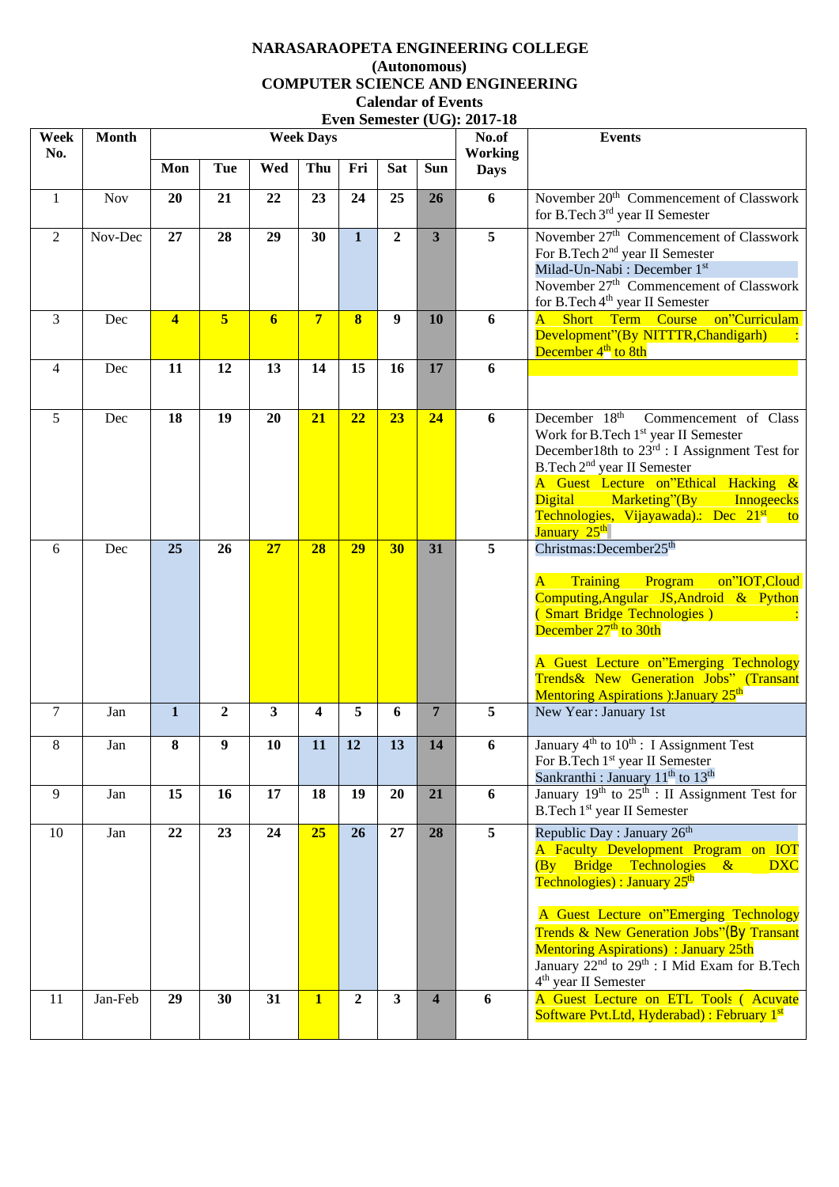**NARASARAOPETA ENGINEERING COLLEGE**
**(Autonomous)**
**COMPUTER SCIENCE AND ENGINEERING**
**Calendar of Events**
**Even Semester (UG): 2017-18**

| Week No. | Month | Mon | Tue | Wed | Thu | Fri | Sat | Sun | No.of Working Days | Events |
|---|---|---|---|---|---|---|---|---|---|---|
| 1 | Nov | 20 | 21 | 22 | 23 | 24 | 25 | 26 | 6 | November 20th Commencement of Classwork for B.Tech 3rd year II Semester |
| 2 | Nov-Dec | 27 | 28 | 29 | 30 | 1 | 2 | 3 | 5 | November 27th Commencement of Classwork For B.Tech 2nd year II Semester<br>Milad-Un-Nabi : December 1st<br>November 27th Commencement of Classwork for B.Tech 4th year II Semester |
| 3 | Dec | 4 | 5 | 6 | 7 | 8 | 9 | 10 | 6 | A Short Term Course on"Curriculam Development"(By NITTTR,Chandigarh) : December 4th to 8th |
| 4 | Dec | 11 | 12 | 13 | 14 | 15 | 16 | 17 | 6 | |
| 5 | Dec | 18 | 19 | 20 | 21 | 22 | 23 | 24 | 6 | December 18th Commencement of Class Work for B.Tech 1st year II Semester<br>December18th to 23rd : I Assignment Test for B.Tech 2nd year II Semester<br>A Guest Lecture on"Ethical Hacking & Digital Marketing"(By Innogeecks Technologies, Vijayawada).: Dec 21st to January 25th |
| 6 | Dec | 25 | 26 | 27 | 28 | 29 | 30 | 31 | 5 | Christmas:December25th<br><br>A Training Program on"IOT,Cloud Computing,Angular JS,Android & Python ( Smart Bridge Technologies ) : December 27th to 30th<br><br>A Guest Lecture on"Emerging Technology Trends& New Generation Jobs" (Transant Mentoring Aspirations ):January 25th |
| 7 | Jan | 1 | 2 | 3 | 4 | 5 | 6 | 7 | 5 | New Year: January 1st |
| 8 | Jan | 8 | 9 | 10 | 11 | 12 | 13 | 14 | 6 | January 4th to 10th : I Assignment Test For B.Tech 1st year II Semester<br>Sankranthi : January 11th to 13th |
| 9 | Jan | 15 | 16 | 17 | 18 | 19 | 20 | 21 | 6 | January 19th to 25th : II Assignment Test for B.Tech 1st year II Semester |
| 10 | Jan | 22 | 23 | 24 | 25 | 26 | 27 | 28 | 5 | Republic Day : January 26th<br>A Faculty Development Program on IOT (By Bridge Technologies & DXC Technologies) : January 25th<br><br>A Guest Lecture on"Emerging Technology Trends & New Generation Jobs"(By Transant Mentoring Aspirations) : January 25th<br>January 22nd to 29th : I Mid Exam for B.Tech 4th year II Semester |
| 11 | Jan-Feb | 29 | 30 | 31 | 1 | 2 | 3 | 4 | 6 | A Guest Lecture on ETL Tools ( Acuvate Software Pvt.Ltd, Hyderabad) : February 1st |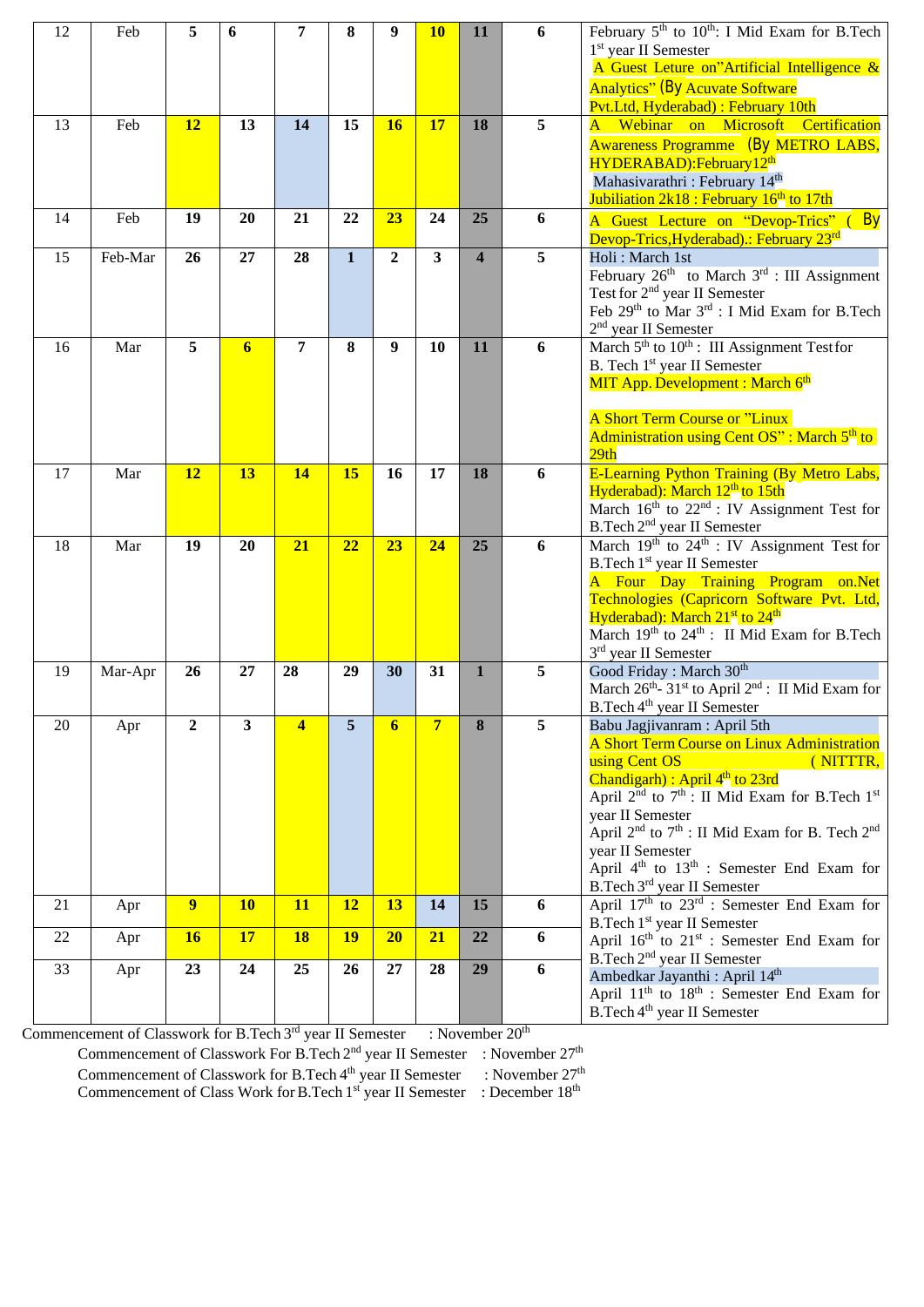| | | | | | | | | | | |
|---|---|---|---|---|---|---|---|---|---|---|
| 12 | Feb | **5** | **6** | **7** | **8** | **9** | **10** | **11** | **6** | February 5th to 10th: I Mid Exam for B.Tech 1st year II Semester<br>A Guest Leture on"Artificial Intelligence & Analytics" (By Acuvate Software Pvt.Ltd, Hyderabad) : February 10th |
| 13 | Feb | **12** | **13** | **14** | **15** | **16** | **17** | **18** | **5** | A Webinar on Microsoft Certification Awareness Programme (By METRO LABS, HYDERABAD):February12th<br>Mahasivarathri : February 14th<br>Jubiliation 2k18 : February 16th to 17th |
| 14 | Feb | **19** | **20** | **21** | **22** | **23** | **24** | **25** | **6** | A Guest Lecture on "Devop-Trics" ( By Devop-Trics,Hyderabad).: February 23rd |
| 15 | Feb-Mar | **26** | **27** | **28** | **1** | **2** | **3** | **4** | **5** | Holi : March 1st<br>February 26th to March 3rd : III Assignment Test for 2nd year II Semester<br>Feb 29th to Mar 3rd : I Mid Exam for B.Tech 2nd year II Semester |
| 16 | Mar | **5** | **6** | **7** | **8** | **9** | **10** | **11** | **6** | March 5th to 10th : III Assignment Test for B. Tech 1st year II Semester<br>MIT App. Development : March 6th<br><br>A Short Term Course or "Linux Administration using Cent OS" : March 5th to 29th |
| 17 | Mar | **12** | **13** | **14** | **15** | **16** | **17** | **18** | **6** | E-Learning Python Training (By Metro Labs, Hyderabad): March 12th to 15th<br>March 16th to 22nd : IV Assignment Test for B.Tech 2nd year II Semester |
| 18 | Mar | **19** | **20** | **21** | **22** | **23** | **24** | **25** | **6** | March 19th to 24th : IV Assignment Test for B.Tech 1st year II Semester<br>A Four Day Training Program on.Net Technologies (Capricorn Software Pvt. Ltd, Hyderabad): March 21st to 24th<br>March 19th to 24th : II Mid Exam for B.Tech 3rd year II Semester |
| 19 | Mar-Apr | **26** | **27** | **28** | **29** | **30** | **31** | **1** | **5** | Good Friday : March 30th<br>March 26th- 31st to April 2nd : II Mid Exam for B.Tech 4th year II Semester |
| 20 | Apr | **2** | **3** | **4** | **5** | **6** | **7** | **8** | **5** | Babu Jagjivanram : April 5th<br>A Short Term Course on Linux Administration using Cent OS ( NITTTR, Chandigarh) : April 4th to 23rd<br>April 2nd to 7th : II Mid Exam for B.Tech 1st year II Semester<br>April 2nd to 7th : II Mid Exam for B. Tech 2nd year II Semester<br>April 4th to 13th : Semester End Exam for B.Tech 3rd year II Semester |
| 21 | Apr | **9** | **10** | **11** | **12** | **13** | **14** | **15** | **6** | April 17th to 23rd : Semester End Exam for B.Tech 1st year II Semester |
| 22 | Apr | **16** | **17** | **18** | **19** | **20** | **21** | **22** | **6** | April 16th to 21st : Semester End Exam for B.Tech 2nd year II Semester |
| 33 | Apr | **23** | **24** | **25** | **26** | **27** | **28** | **29** | **6** | Ambedkar Jayanthi : April 14th<br>April 11th to 18th : Semester End Exam for B.Tech 4th year II Semester |

Commencement of Classwork for B.Tech 3rd year II Semester : November 20th

Commencement of Classwork For B.Tech 2nd year II Semester : November 27th

Commencement of Classwork for B.Tech 4th year II Semester : November 27th

Commencement of Class Work for B.Tech 1st year II Semester : December 18th